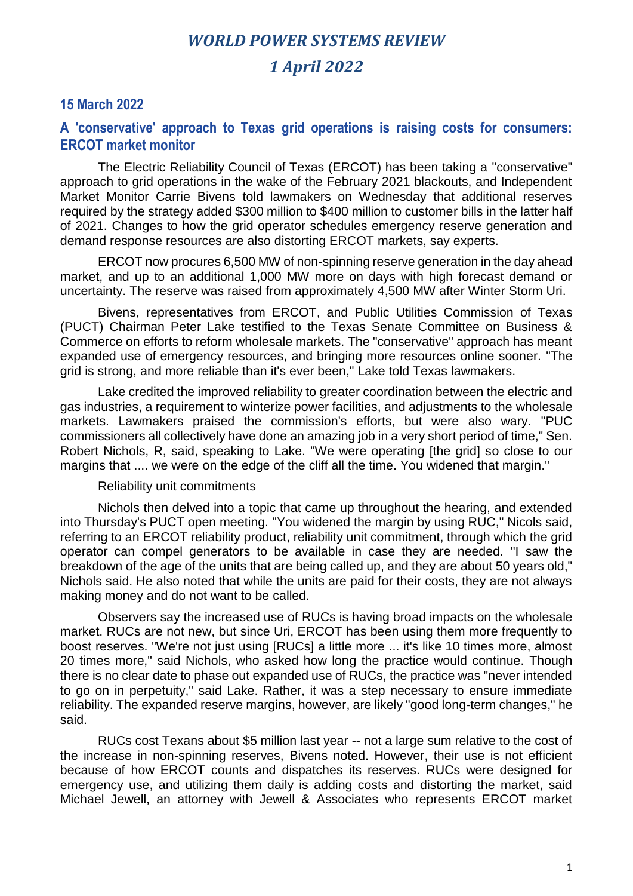# *WORLD POWER SYSTEMS REVIEW*

# *1 April 2022*

## 15 March 2022

## A 'conservative' approach to Texas grid operations is raising costs for consumers: ERCOT market monitor

The Electric Reliability Council of Texas (ERCOT) has been taking a "conservative" approach to grid operations in the wake of the February 2021 blackouts, and Independent Market Monitor Carrie Bivens told lawmakers on Wednesday that additional reserves required by the strategy added $300 million to $400 million to customer bills in the latter half of 2021. Changes to how the grid operator schedules emergency reserve generation and demand response resources are also distorting ERCOT markets, say experts.

ERCOT now procures 6,500 MW of non-spinning reserve generation in the day ahead market, and up to an additional 1,000 MW more on days with high forecast demand or uncertainty. The reserve was raised from approximately 4,500 MW after Winter Storm Uri.

Bivens, representatives from ERCOT, and Public Utilities Commission of Texas (PUCT) Chairman Peter Lake testified to the Texas Senate Committee on Business & Commerce on efforts to reform wholesale markets. The "conservative" approach has meant expanded use of emergency resources, and bringing more resources online sooner. "The grid is strong, and more reliable than it's ever been," Lake told Texas lawmakers.

Lake credited the improved reliability to greater coordination between the electric and gas industries, a requirement to winterize power facilities, and adjustments to the wholesale markets. Lawmakers praised the commission's efforts, but were also wary. "PUC commissioners all collectively have done an amazing job in a very short period of time," Sen. Robert Nichols, R, said, speaking to Lake. "We were operating [the grid] so close to our margins that .... we were on the edge of the cliff all the time. You widened that margin."

Reliability unit commitments

Nichols then delved into a topic that came up throughout the hearing, and extended into Thursday's PUCT open meeting. "You widened the margin by using RUC," Nicols said, referring to an ERCOT reliability product, reliability unit commitment, through which the grid operator can compel generators to be available in case they are needed. "I saw the breakdown of the age of the units that are being called up, and they are about 50 years old," Nichols said. He also noted that while the units are paid for their costs, they are not always making money and do not want to be called.

Observers say the increased use of RUCs is having broad impacts on the wholesale market. RUCs are not new, but since Uri, ERCOT has been using them more frequently to boost reserves. "We're not just using [RUCs] a little more ... it's like 10 times more, almost 20 times more," said Nichols, who asked how long the practice would continue. Though there is no clear date to phase out expanded use of RUCs, the practice was "never intended to go on in perpetuity," said Lake. Rather, it was a step necessary to ensure immediate reliability. The expanded reserve margins, however, are likely "good long-term changes," he said.

RUCs cost Texans about $5 million last year -- not a large sum relative to the cost of the increase in non-spinning reserves, Bivens noted. However, their use is not efficient because of how ERCOT counts and dispatches its reserves. RUCs were designed for emergency use, and utilizing them daily is adding costs and distorting the market, said Michael Jewell, an attorney with Jewell & Associates who represents ERCOT market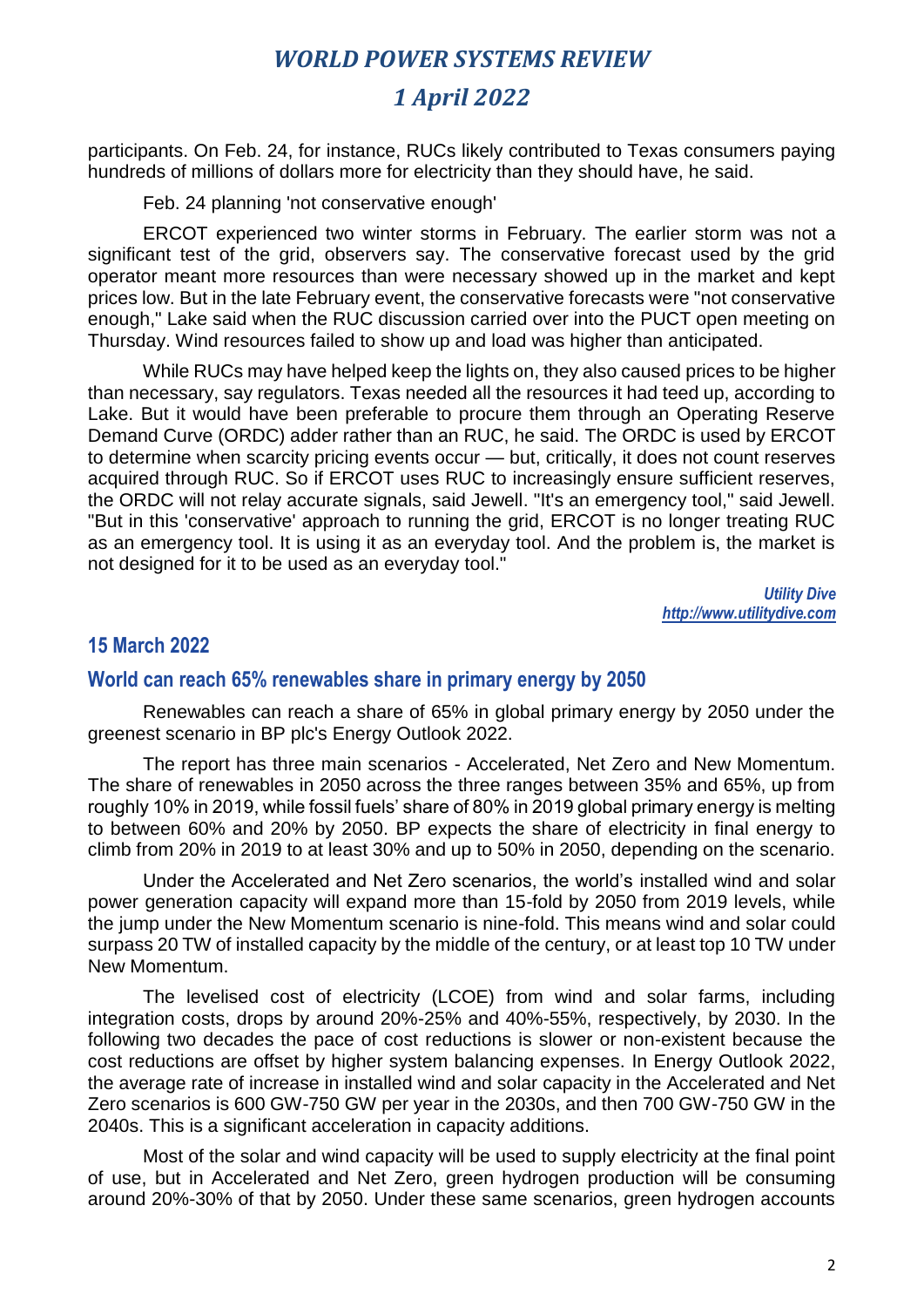participants. On Feb. 24, for instance, RUCs likely contributed to Texas consumers paying hundreds of millions of dollars more for electricity than they should have, he said.

Feb. 24 planning 'not conservative enough'

ERCOT experienced two winter storms in February. The earlier storm was not a significant test of the grid, observers say. The conservative forecast used by the grid operator meant more resources than were necessary showed up in the market and kept prices low. But in the late February event, the conservative forecasts were "not conservative enough," Lake said when the RUC discussion carried over into the PUCT open meeting on Thursday. Wind resources failed to show up and load was higher than anticipated.

While RUCs may have helped keep the lights on, they also caused prices to be higher than necessary, say regulators. Texas needed all the resources it had teed up, according to Lake. But it would have been preferable to procure them through an Operating Reserve Demand Curve (ORDC) adder rather than an RUC, he said. The ORDC is used by ERCOT to determine when scarcity pricing events occur — but, critically, it does not count reserves acquired through RUC. So if ERCOT uses RUC to increasingly ensure sufficient reserves, the ORDC will not relay accurate signals, said Jewell. "It's an emergency tool," said Jewell. "But in this 'conservative' approach to running the grid, ERCOT is no longer treating RUC as an emergency tool. It is using it as an everyday tool. And the problem is, the market is not designed for it to be used as an everyday tool."

*Utility Dive*
*http://www.utilitydive.com*

## 15 March 2022

### World can reach 65% renewables share in primary energy by 2050

Renewables can reach a share of 65% in global primary energy by 2050 under the greenest scenario in BP plc's Energy Outlook 2022.

The report has three main scenarios - Accelerated, Net Zero and New Momentum. The share of renewables in 2050 across the three ranges between 35% and 65%, up from roughly 10% in 2019, while fossil fuels' share of 80% in 2019 global primary energy is melting to between 60% and 20% by 2050. BP expects the share of electricity in final energy to climb from 20% in 2019 to at least 30% and up to 50% in 2050, depending on the scenario.

Under the Accelerated and Net Zero scenarios, the world's installed wind and solar power generation capacity will expand more than 15-fold by 2050 from 2019 levels, while the jump under the New Momentum scenario is nine-fold. This means wind and solar could surpass 20 TW of installed capacity by the middle of the century, or at least top 10 TW under New Momentum.

The levelised cost of electricity (LCOE) from wind and solar farms, including integration costs, drops by around 20%-25% and 40%-55%, respectively, by 2030. In the following two decades the pace of cost reductions is slower or non-existent because the cost reductions are offset by higher system balancing expenses. In Energy Outlook 2022, the average rate of increase in installed wind and solar capacity in the Accelerated and Net Zero scenarios is 600 GW-750 GW per year in the 2030s, and then 700 GW-750 GW in the 2040s. This is a significant acceleration in capacity additions.

Most of the solar and wind capacity will be used to supply electricity at the final point of use, but in Accelerated and Net Zero, green hydrogen production will be consuming around 20%-30% of that by 2050. Under these same scenarios, green hydrogen accounts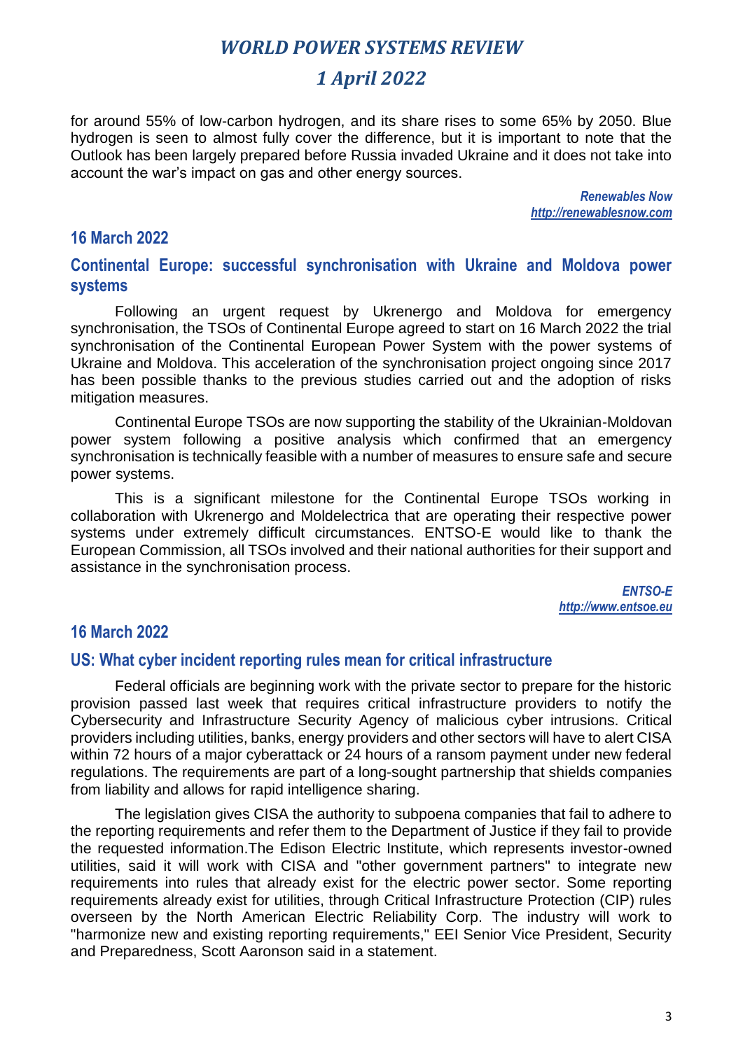for around 55% of low-carbon hydrogen, and its share rises to some 65% by 2050. Blue hydrogen is seen to almost fully cover the difference, but it is important to note that the Outlook has been largely prepared before Russia invaded Ukraine and it does not take into account the war's impact on gas and other energy sources.

*Renewables Now*
*http://renewablesnow.com*

## 16 March 2022

### Continental Europe: successful synchronisation with Ukraine and Moldova power systems

Following an urgent request by Ukrenergo and Moldova for emergency synchronisation, the TSOs of Continental Europe agreed to start on 16 March 2022 the trial synchronisation of the Continental European Power System with the power systems of Ukraine and Moldova. This acceleration of the synchronisation project ongoing since 2017 has been possible thanks to the previous studies carried out and the adoption of risks mitigation measures.

Continental Europe TSOs are now supporting the stability of the Ukrainian-Moldovan power system following a positive analysis which confirmed that an emergency synchronisation is technically feasible with a number of measures to ensure safe and secure power systems.

This is a significant milestone for the Continental Europe TSOs working in collaboration with Ukrenergo and Moldelectrica that are operating their respective power systems under extremely difficult circumstances. ENTSO-E would like to thank the European Commission, all TSOs involved and their national authorities for their support and assistance in the synchronisation process.

*ENTSO-E*
*http://www.entsoe.eu*

## 16 March 2022

### US: What cyber incident reporting rules mean for critical infrastructure

Federal officials are beginning work with the private sector to prepare for the historic provision passed last week that requires critical infrastructure providers to notify the Cybersecurity and Infrastructure Security Agency of malicious cyber intrusions. Critical providers including utilities, banks, energy providers and other sectors will have to alert CISA within 72 hours of a major cyberattack or 24 hours of a ransom payment under new federal regulations. The requirements are part of a long-sought partnership that shields companies from liability and allows for rapid intelligence sharing.

The legislation gives CISA the authority to subpoena companies that fail to adhere to the reporting requirements and refer them to the Department of Justice if they fail to provide the requested information.The Edison Electric Institute, which represents investor-owned utilities, said it will work with CISA and "other government partners" to integrate new requirements into rules that already exist for the electric power sector. Some reporting requirements already exist for utilities, through Critical Infrastructure Protection (CIP) rules overseen by the North American Electric Reliability Corp. The industry will work to "harmonize new and existing reporting requirements," EEI Senior Vice President, Security and Preparedness, Scott Aaronson said in a statement.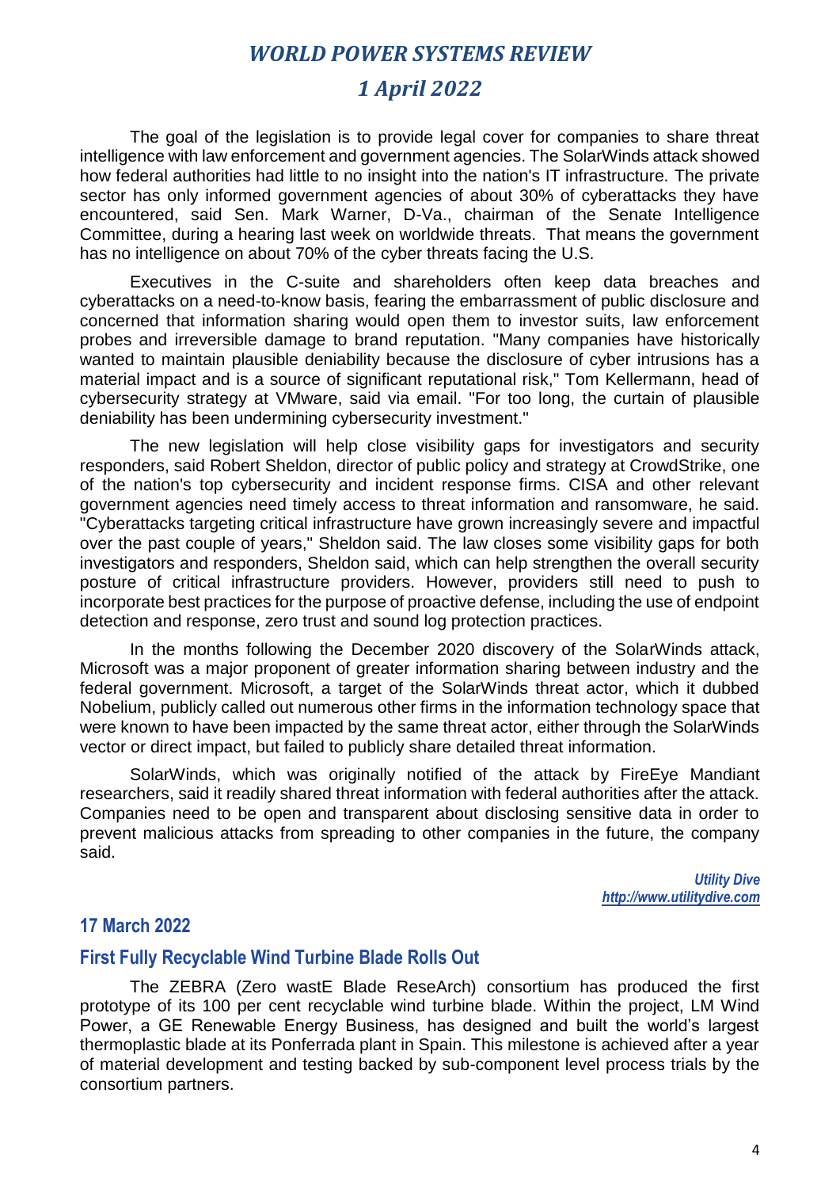The goal of the legislation is to provide legal cover for companies to share threat intelligence with law enforcement and government agencies. The SolarWinds attack showed how federal authorities had little to no insight into the nation's IT infrastructure. The private sector has only informed government agencies of about 30% of cyberattacks they have encountered, said Sen. Mark Warner, D-Va., chairman of the Senate Intelligence Committee, during a hearing last week on worldwide threats. That means the government has no intelligence on about 70% of the cyber threats facing the U.S.

Executives in the C-suite and shareholders often keep data breaches and cyberattacks on a need-to-know basis, fearing the embarrassment of public disclosure and concerned that information sharing would open them to investor suits, law enforcement probes and irreversible damage to brand reputation. "Many companies have historically wanted to maintain plausible deniability because the disclosure of cyber intrusions has a material impact and is a source of significant reputational risk," Tom Kellermann, head of cybersecurity strategy at VMware, said via email. "For too long, the curtain of plausible deniability has been undermining cybersecurity investment."

The new legislation will help close visibility gaps for investigators and security responders, said Robert Sheldon, director of public policy and strategy at CrowdStrike, one of the nation's top cybersecurity and incident response firms. CISA and other relevant government agencies need timely access to threat information and ransomware, he said. "Cyberattacks targeting critical infrastructure have grown increasingly severe and impactful over the past couple of years," Sheldon said. The law closes some visibility gaps for both investigators and responders, Sheldon said, which can help strengthen the overall security posture of critical infrastructure providers. However, providers still need to push to incorporate best practices for the purpose of proactive defense, including the use of endpoint detection and response, zero trust and sound log protection practices.

In the months following the December 2020 discovery of the SolarWinds attack, Microsoft was a major proponent of greater information sharing between industry and the federal government. Microsoft, a target of the SolarWinds threat actor, which it dubbed Nobelium, publicly called out numerous other firms in the information technology space that were known to have been impacted by the same threat actor, either through the SolarWinds vector or direct impact, but failed to publicly share detailed threat information.

SolarWinds, which was originally notified of the attack by FireEye Mandiant researchers, said it readily shared threat information with federal authorities after the attack. Companies need to be open and transparent about disclosing sensitive data in order to prevent malicious attacks from spreading to other companies in the future, the company said.

*Utility Dive*
*http://www.utilitydive.com*

## 17 March 2022

### First Fully Recyclable Wind Turbine Blade Rolls Out

The ZEBRA (Zero wastE Blade ReseArch) consortium has produced the first prototype of its 100 per cent recyclable wind turbine blade. Within the project, LM Wind Power, a GE Renewable Energy Business, has designed and built the world's largest thermoplastic blade at its Ponferrada plant in Spain. This milestone is achieved after a year of material development and testing backed by sub-component level process trials by the consortium partners.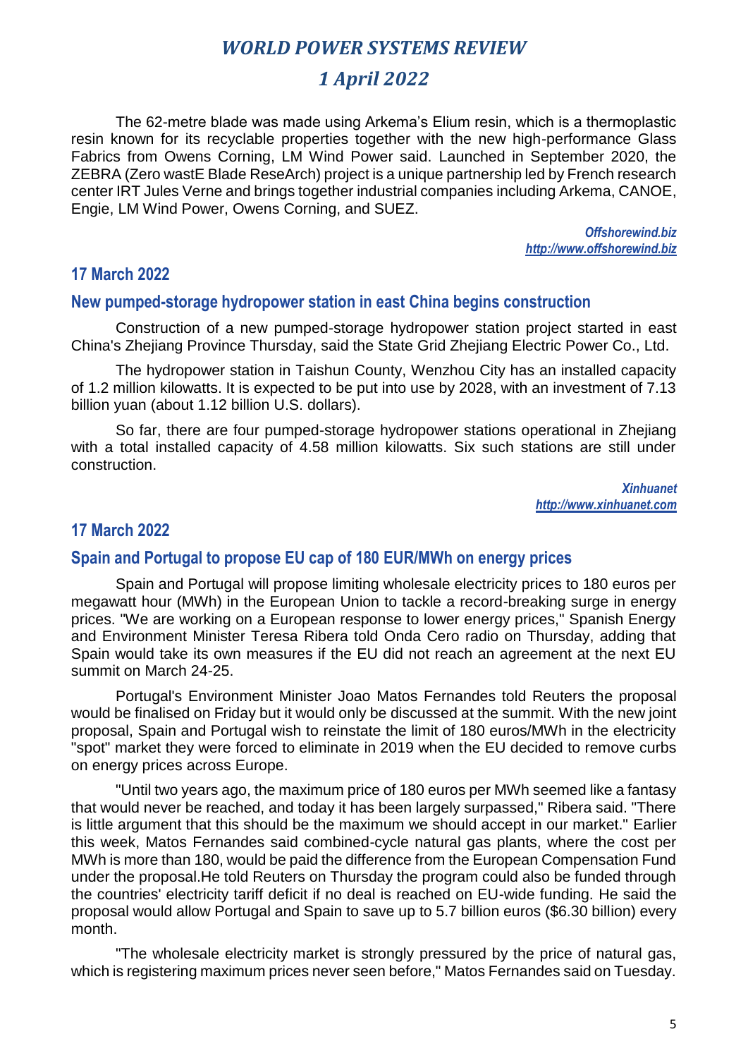The 62-metre blade was made using Arkema's Elium resin, which is a thermoplastic resin known for its recyclable properties together with the new high-performance Glass Fabrics from Owens Corning, LM Wind Power said. Launched in September 2020, the ZEBRA (Zero wastE Blade ReseArch) project is a unique partnership led by French research center IRT Jules Verne and brings together industrial companies including Arkema, CANOE, Engie, LM Wind Power, Owens Corning, and SUEZ.

*Offshorewind.biz*
*http://www.offshorewind.biz*

## 17 March 2022

### New pumped-storage hydropower station in east China begins construction

Construction of a new pumped-storage hydropower station project started in east China's Zhejiang Province Thursday, said the State Grid Zhejiang Electric Power Co., Ltd.

The hydropower station in Taishun County, Wenzhou City has an installed capacity of 1.2 million kilowatts. It is expected to be put into use by 2028, with an investment of 7.13 billion yuan (about 1.12 billion U.S. dollars).

So far, there are four pumped-storage hydropower stations operational in Zhejiang with a total installed capacity of 4.58 million kilowatts. Six such stations are still under construction.

*Xinhuanet*
*http://www.xinhuanet.com*

## 17 March 2022

### Spain and Portugal to propose EU cap of 180 EUR/MWh on energy prices

Spain and Portugal will propose limiting wholesale electricity prices to 180 euros per megawatt hour (MWh) in the European Union to tackle a record-breaking surge in energy prices. "We are working on a European response to lower energy prices," Spanish Energy and Environment Minister Teresa Ribera told Onda Cero radio on Thursday, adding that Spain would take its own measures if the EU did not reach an agreement at the next EU summit on March 24-25.

Portugal's Environment Minister Joao Matos Fernandes told Reuters the proposal would be finalised on Friday but it would only be discussed at the summit. With the new joint proposal, Spain and Portugal wish to reinstate the limit of 180 euros/MWh in the electricity "spot" market they were forced to eliminate in 2019 when the EU decided to remove curbs on energy prices across Europe.

"Until two years ago, the maximum price of 180 euros per MWh seemed like a fantasy that would never be reached, and today it has been largely surpassed," Ribera said. "There is little argument that this should be the maximum we should accept in our market." Earlier this week, Matos Fernandes said combined-cycle natural gas plants, where the cost per MWh is more than 180, would be paid the difference from the European Compensation Fund under the proposal.He told Reuters on Thursday the program could also be funded through the countries' electricity tariff deficit if no deal is reached on EU-wide funding. He said the proposal would allow Portugal and Spain to save up to 5.7 billion euros ($6.30 billion) every month.

"The wholesale electricity market is strongly pressured by the price of natural gas, which is registering maximum prices never seen before," Matos Fernandes said on Tuesday.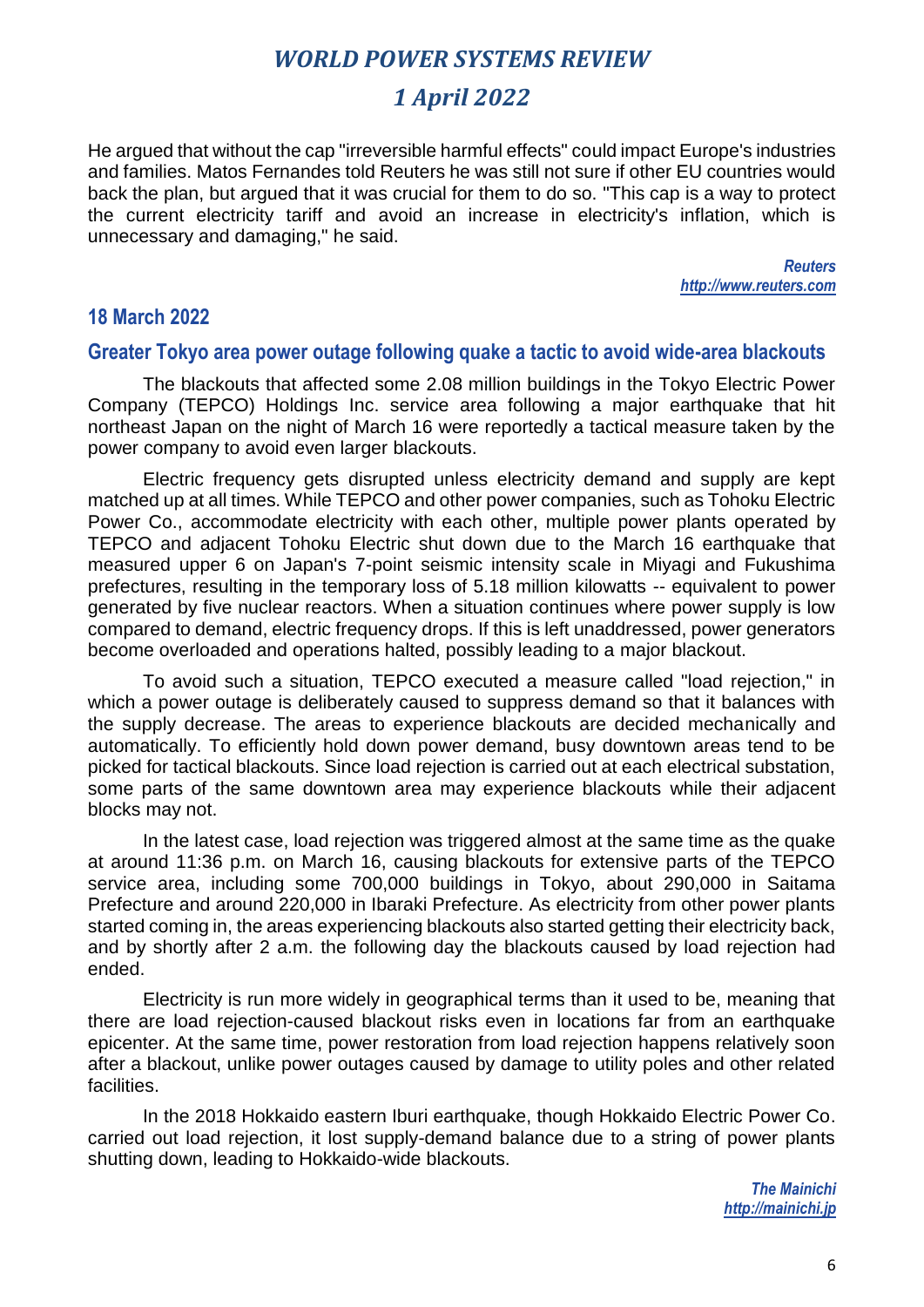He argued that without the cap "irreversible harmful effects" could impact Europe's industries and families. Matos Fernandes told Reuters he was still not sure if other EU countries would back the plan, but argued that it was crucial for them to do so. "This cap is a way to protect the current electricity tariff and avoid an increase in electricity's inflation, which is unnecessary and damaging," he said.

*Reuters*
*http://www.reuters.com*

## 18 March 2022

### Greater Tokyo area power outage following quake a tactic to avoid wide-area blackouts

The blackouts that affected some 2.08 million buildings in the Tokyo Electric Power Company (TEPCO) Holdings Inc. service area following a major earthquake that hit northeast Japan on the night of March 16 were reportedly a tactical measure taken by the power company to avoid even larger blackouts.

Electric frequency gets disrupted unless electricity demand and supply are kept matched up at all times. While TEPCO and other power companies, such as Tohoku Electric Power Co., accommodate electricity with each other, multiple power plants operated by TEPCO and adjacent Tohoku Electric shut down due to the March 16 earthquake that measured upper 6 on Japan's 7-point seismic intensity scale in Miyagi and Fukushima prefectures, resulting in the temporary loss of 5.18 million kilowatts -- equivalent to power generated by five nuclear reactors. When a situation continues where power supply is low compared to demand, electric frequency drops. If this is left unaddressed, power generators become overloaded and operations halted, possibly leading to a major blackout.

To avoid such a situation, TEPCO executed a measure called "load rejection," in which a power outage is deliberately caused to suppress demand so that it balances with the supply decrease. The areas to experience blackouts are decided mechanically and automatically. To efficiently hold down power demand, busy downtown areas tend to be picked for tactical blackouts. Since load rejection is carried out at each electrical substation, some parts of the same downtown area may experience blackouts while their adjacent blocks may not.

In the latest case, load rejection was triggered almost at the same time as the quake at around 11:36 p.m. on March 16, causing blackouts for extensive parts of the TEPCO service area, including some 700,000 buildings in Tokyo, about 290,000 in Saitama Prefecture and around 220,000 in Ibaraki Prefecture. As electricity from other power plants started coming in, the areas experiencing blackouts also started getting their electricity back, and by shortly after 2 a.m. the following day the blackouts caused by load rejection had ended.

Electricity is run more widely in geographical terms than it used to be, meaning that there are load rejection-caused blackout risks even in locations far from an earthquake epicenter. At the same time, power restoration from load rejection happens relatively soon after a blackout, unlike power outages caused by damage to utility poles and other related facilities.

In the 2018 Hokkaido eastern Iburi earthquake, though Hokkaido Electric Power Co. carried out load rejection, it lost supply-demand balance due to a string of power plants shutting down, leading to Hokkaido-wide blackouts.

*The Mainichi*
*http://mainichi.jp*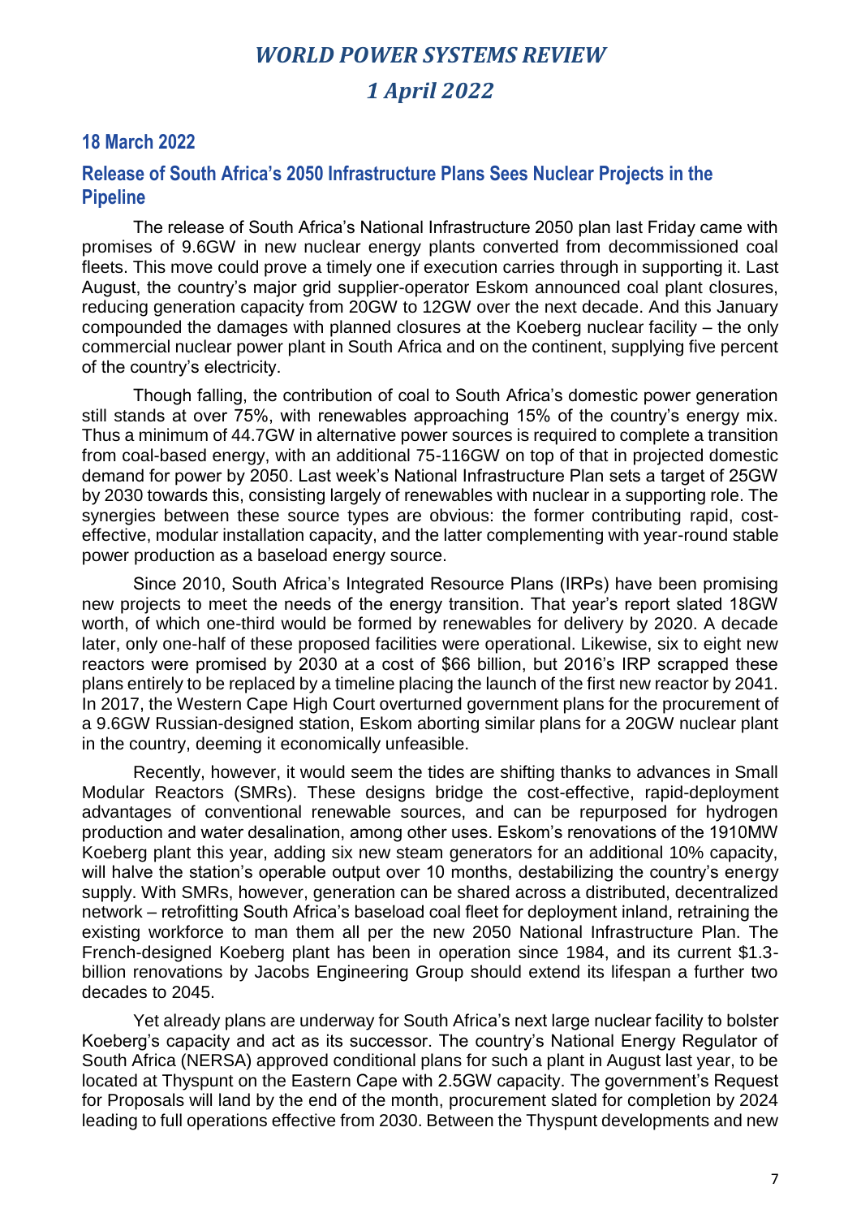## 18 March 2022

## Release of South Africa's 2050 Infrastructure Plans Sees Nuclear Projects in the Pipeline

The release of South Africa's National Infrastructure 2050 plan last Friday came with promises of 9.6GW in new nuclear energy plants converted from decommissioned coal fleets. This move could prove a timely one if execution carries through in supporting it. Last August, the country's major grid supplier-operator Eskom announced coal plant closures, reducing generation capacity from 20GW to 12GW over the next decade. And this January compounded the damages with planned closures at the Koeberg nuclear facility – the only commercial nuclear power plant in South Africa and on the continent, supplying five percent of the country's electricity.

Though falling, the contribution of coal to South Africa's domestic power generation still stands at over 75%, with renewables approaching 15% of the country's energy mix. Thus a minimum of 44.7GW in alternative power sources is required to complete a transition from coal-based energy, with an additional 75-116GW on top of that in projected domestic demand for power by 2050. Last week's National Infrastructure Plan sets a target of 25GW by 2030 towards this, consisting largely of renewables with nuclear in a supporting role. The synergies between these source types are obvious: the former contributing rapid, cost-effective, modular installation capacity, and the latter complementing with year-round stable power production as a baseload energy source.

Since 2010, South Africa's Integrated Resource Plans (IRPs) have been promising new projects to meet the needs of the energy transition. That year's report slated 18GW worth, of which one-third would be formed by renewables for delivery by 2020. A decade later, only one-half of these proposed facilities were operational. Likewise, six to eight new reactors were promised by 2030 at a cost of $66 billion, but 2016's IRP scrapped these plans entirely to be replaced by a timeline placing the launch of the first new reactor by 2041. In 2017, the Western Cape High Court overturned government plans for the procurement of a 9.6GW Russian-designed station, Eskom aborting similar plans for a 20GW nuclear plant in the country, deeming it economically unfeasible.

Recently, however, it would seem the tides are shifting thanks to advances in Small Modular Reactors (SMRs). These designs bridge the cost-effective, rapid-deployment advantages of conventional renewable sources, and can be repurposed for hydrogen production and water desalination, among other uses. Eskom's renovations of the 1910MW Koeberg plant this year, adding six new steam generators for an additional 10% capacity, will halve the station's operable output over 10 months, destabilizing the country's energy supply. With SMRs, however, generation can be shared across a distributed, decentralized network – retrofitting South Africa's baseload coal fleet for deployment inland, retraining the existing workforce to man them all per the new 2050 National Infrastructure Plan. The French-designed Koeberg plant has been in operation since 1984, and its current $1.3-billion renovations by Jacobs Engineering Group should extend its lifespan a further two decades to 2045.

Yet already plans are underway for South Africa's next large nuclear facility to bolster Koeberg's capacity and act as its successor. The country's National Energy Regulator of South Africa (NERSA) approved conditional plans for such a plant in August last year, to be located at Thyspunt on the Eastern Cape with 2.5GW capacity. The government's Request for Proposals will land by the end of the month, procurement slated for completion by 2024 leading to full operations effective from 2030. Between the Thyspunt developments and new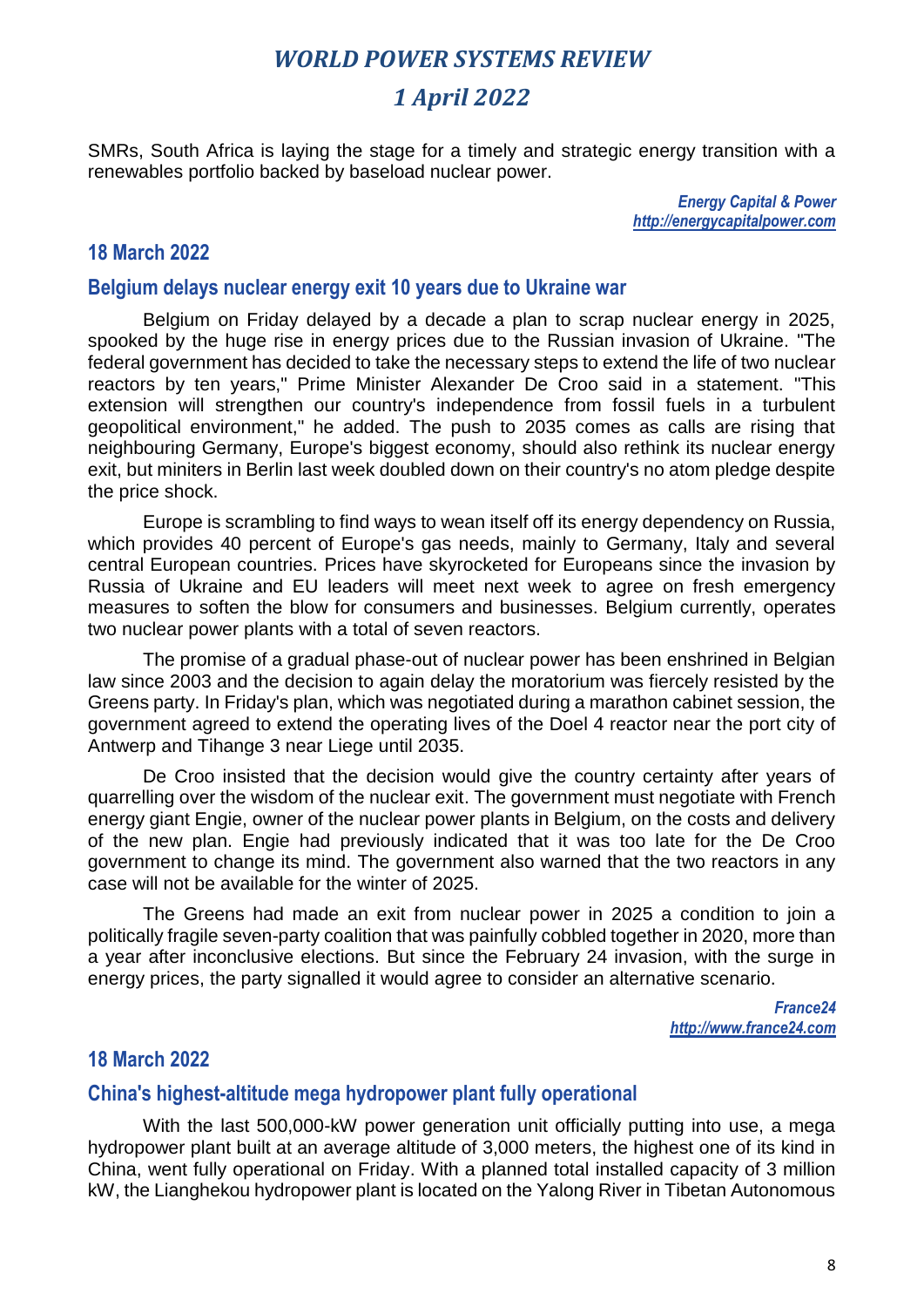SMRs, South Africa is laying the stage for a timely and strategic energy transition with a renewables portfolio backed by baseload nuclear power.

*Energy Capital & Power*
*http://energycapitalpower.com*

## 18 March 2022

### Belgium delays nuclear energy exit 10 years due to Ukraine war

Belgium on Friday delayed by a decade a plan to scrap nuclear energy in 2025, spooked by the huge rise in energy prices due to the Russian invasion of Ukraine. "The federal government has decided to take the necessary steps to extend the life of two nuclear reactors by ten years," Prime Minister Alexander De Croo said in a statement. "This extension will strengthen our country's independence from fossil fuels in a turbulent geopolitical environment," he added. The push to 2035 comes as calls are rising that neighbouring Germany, Europe's biggest economy, should also rethink its nuclear energy exit, but miniters in Berlin last week doubled down on their country's no atom pledge despite the price shock.

Europe is scrambling to find ways to wean itself off its energy dependency on Russia, which provides 40 percent of Europe's gas needs, mainly to Germany, Italy and several central European countries. Prices have skyrocketed for Europeans since the invasion by Russia of Ukraine and EU leaders will meet next week to agree on fresh emergency measures to soften the blow for consumers and businesses. Belgium currently, operates two nuclear power plants with a total of seven reactors.

The promise of a gradual phase-out of nuclear power has been enshrined in Belgian law since 2003 and the decision to again delay the moratorium was fiercely resisted by the Greens party. In Friday's plan, which was negotiated during a marathon cabinet session, the government agreed to extend the operating lives of the Doel 4 reactor near the port city of Antwerp and Tihange 3 near Liege until 2035.

De Croo insisted that the decision would give the country certainty after years of quarrelling over the wisdom of the nuclear exit. The government must negotiate with French energy giant Engie, owner of the nuclear power plants in Belgium, on the costs and delivery of the new plan. Engie had previously indicated that it was too late for the De Croo government to change its mind. The government also warned that the two reactors in any case will not be available for the winter of 2025.

The Greens had made an exit from nuclear power in 2025 a condition to join a politically fragile seven-party coalition that was painfully cobbled together in 2020, more than a year after inconclusive elections. But since the February 24 invasion, with the surge in energy prices, the party signalled it would agree to consider an alternative scenario.

*France24*
*http://www.france24.com*

## 18 March 2022

### China's highest-altitude mega hydropower plant fully operational

With the last 500,000-kW power generation unit officially putting into use, a mega hydropower plant built at an average altitude of 3,000 meters, the highest one of its kind in China, went fully operational on Friday. With a planned total installed capacity of 3 million kW, the Lianghekou hydropower plant is located on the Yalong River in Tibetan Autonomous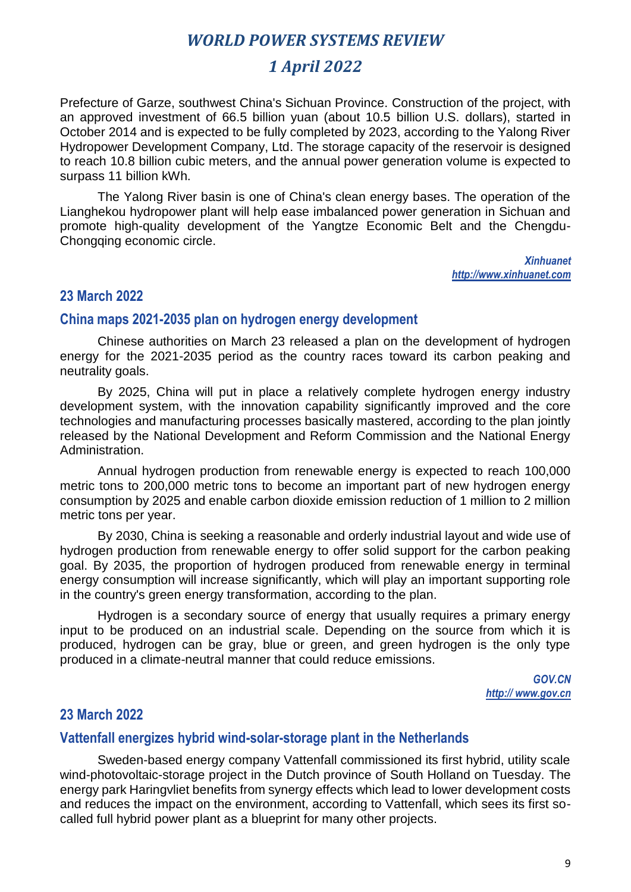Prefecture of Garze, southwest China's Sichuan Province. Construction of the project, with an approved investment of 66.5 billion yuan (about 10.5 billion U.S. dollars), started in October 2014 and is expected to be fully completed by 2023, according to the Yalong River Hydropower Development Company, Ltd. The storage capacity of the reservoir is designed to reach 10.8 billion cubic meters, and the annual power generation volume is expected to surpass 11 billion kWh.

The Yalong River basin is one of China's clean energy bases. The operation of the Lianghekou hydropower plant will help ease imbalanced power generation in Sichuan and promote high-quality development of the Yangtze Economic Belt and the Chengdu-Chongqing economic circle.

*Xinhuanet*
*http://www.xinhuanet.com*

## 23 March 2022

### China maps 2021-2035 plan on hydrogen energy development

Chinese authorities on March 23 released a plan on the development of hydrogen energy for the 2021-2035 period as the country races toward its carbon peaking and neutrality goals.

By 2025, China will put in place a relatively complete hydrogen energy industry development system, with the innovation capability significantly improved and the core technologies and manufacturing processes basically mastered, according to the plan jointly released by the National Development and Reform Commission and the National Energy Administration.

Annual hydrogen production from renewable energy is expected to reach 100,000 metric tons to 200,000 metric tons to become an important part of new hydrogen energy consumption by 2025 and enable carbon dioxide emission reduction of 1 million to 2 million metric tons per year.

By 2030, China is seeking a reasonable and orderly industrial layout and wide use of hydrogen production from renewable energy to offer solid support for the carbon peaking goal. By 2035, the proportion of hydrogen produced from renewable energy in terminal energy consumption will increase significantly, which will play an important supporting role in the country's green energy transformation, according to the plan.

Hydrogen is a secondary source of energy that usually requires a primary energy input to be produced on an industrial scale. Depending on the source from which it is produced, hydrogen can be gray, blue or green, and green hydrogen is the only type produced in a climate-neutral manner that could reduce emissions.

*GOV.CN*
*http:// www.gov.cn*

## 23 March 2022

### Vattenfall energizes hybrid wind-solar-storage plant in the Netherlands

Sweden-based energy company Vattenfall commissioned its first hybrid, utility scale wind-photovoltaic-storage project in the Dutch province of South Holland on Tuesday. The energy park Haringvliet benefits from synergy effects which lead to lower development costs and reduces the impact on the environment, according to Vattenfall, which sees its first so-called full hybrid power plant as a blueprint for many other projects.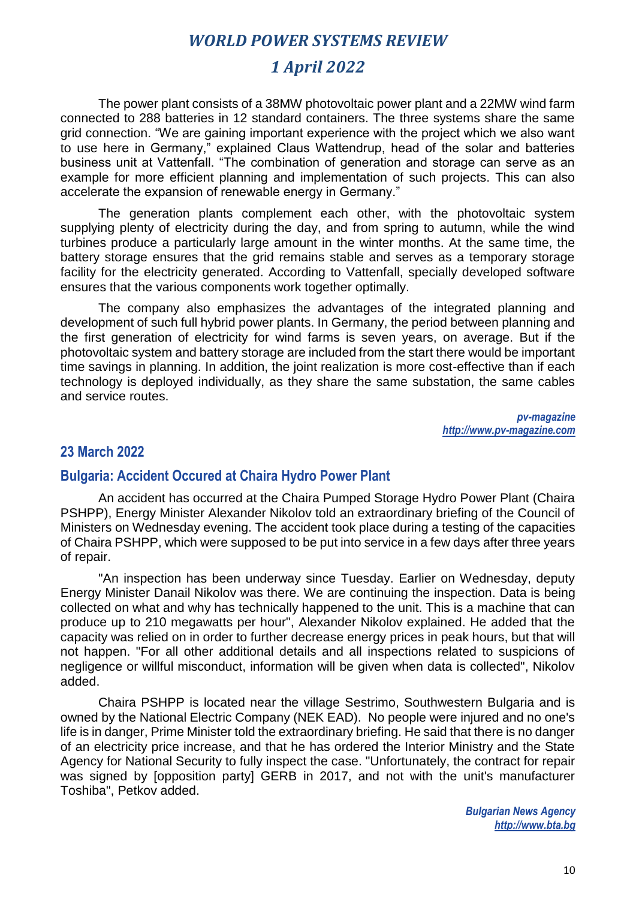The power plant consists of a 38MW photovoltaic power plant and a 22MW wind farm connected to 288 batteries in 12 standard containers. The three systems share the same grid connection. "We are gaining important experience with the project which we also want to use here in Germany," explained Claus Wattendrup, head of the solar and batteries business unit at Vattenfall. "The combination of generation and storage can serve as an example for more efficient planning and implementation of such projects. This can also accelerate the expansion of renewable energy in Germany."

The generation plants complement each other, with the photovoltaic system supplying plenty of electricity during the day, and from spring to autumn, while the wind turbines produce a particularly large amount in the winter months. At the same time, the battery storage ensures that the grid remains stable and serves as a temporary storage facility for the electricity generated. According to Vattenfall, specially developed software ensures that the various components work together optimally.

The company also emphasizes the advantages of the integrated planning and development of such full hybrid power plants. In Germany, the period between planning and the first generation of electricity for wind farms is seven years, on average. But if the photovoltaic system and battery storage are included from the start there would be important time savings in planning. In addition, the joint realization is more cost-effective than if each technology is deployed individually, as they share the same substation, the same cables and service routes.

*pv-magazine*
*http://www.pv-magazine.com*

## 23 March 2022

### Bulgaria: Accident Occured at Chaira Hydro Power Plant

An accident has occurred at the Chaira Pumped Storage Hydro Power Plant (Chaira PSHPP), Energy Minister Alexander Nikolov told an extraordinary briefing of the Council of Ministers on Wednesday evening. The accident took place during a testing of the capacities of Chaira PSHPP, which were supposed to be put into service in a few days after three years of repair.

"An inspection has been underway since Tuesday. Earlier on Wednesday, deputy Energy Minister Danail Nikolov was there. We are continuing the inspection. Data is being collected on what and why has technically happened to the unit. This is a machine that can produce up to 210 megawatts per hour", Alexander Nikolov explained. He added that the capacity was relied on in order to further decrease energy prices in peak hours, but that will not happen. "For all other additional details and all inspections related to suspicions of negligence or willful misconduct, information will be given when data is collected", Nikolov added.

Chaira PSHPP is located near the village Sestrimo, Southwestern Bulgaria and is owned by the National Electric Company (NEK EAD). No people were injured and no one's life is in danger, Prime Minister told the extraordinary briefing. He said that there is no danger of an electricity price increase, and that he has ordered the Interior Ministry and the State Agency for National Security to fully inspect the case. "Unfortunately, the contract for repair was signed by [opposition party] GERB in 2017, and not with the unit's manufacturer Toshiba", Petkov added.

*Bulgarian News Agency*
*http://www.bta.bg*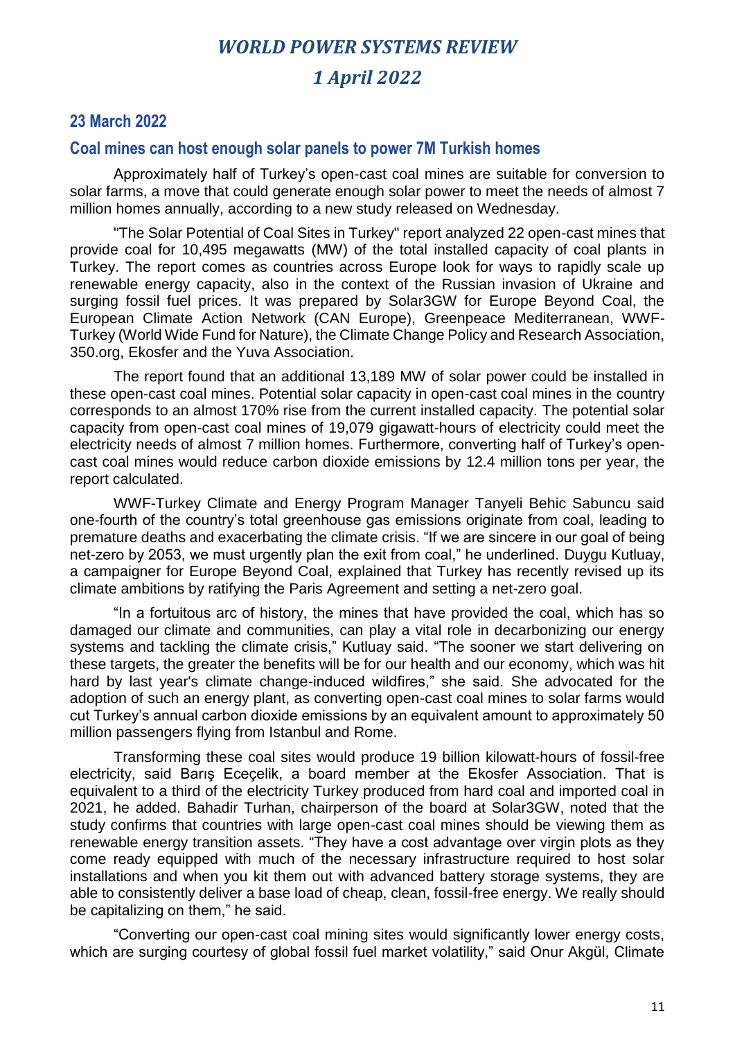## 23 March 2022

### Coal mines can host enough solar panels to power 7M Turkish homes

Approximately half of Turkey's open-cast coal mines are suitable for conversion to solar farms, a move that could generate enough solar power to meet the needs of almost 7 million homes annually, according to a new study released on Wednesday.

"The Solar Potential of Coal Sites in Turkey" report analyzed 22 open-cast mines that provide coal for 10,495 megawatts (MW) of the total installed capacity of coal plants in Turkey. The report comes as countries across Europe look for ways to rapidly scale up renewable energy capacity, also in the context of the Russian invasion of Ukraine and surging fossil fuel prices. It was prepared by Solar3GW for Europe Beyond Coal, the European Climate Action Network (CAN Europe), Greenpeace Mediterranean, WWF-Turkey (World Wide Fund for Nature), the Climate Change Policy and Research Association, 350.org, Ekosfer and the Yuva Association.

The report found that an additional 13,189 MW of solar power could be installed in these open-cast coal mines. Potential solar capacity in open-cast coal mines in the country corresponds to an almost 170% rise from the current installed capacity. The potential solar capacity from open-cast coal mines of 19,079 gigawatt-hours of electricity could meet the electricity needs of almost 7 million homes. Furthermore, converting half of Turkey's open-cast coal mines would reduce carbon dioxide emissions by 12.4 million tons per year, the report calculated.

WWF-Turkey Climate and Energy Program Manager Tanyeli Behic Sabuncu said one-fourth of the country's total greenhouse gas emissions originate from coal, leading to premature deaths and exacerbating the climate crisis. "If we are sincere in our goal of being net-zero by 2053, we must urgently plan the exit from coal," he underlined. Duygu Kutluay, a campaigner for Europe Beyond Coal, explained that Turkey has recently revised up its climate ambitions by ratifying the Paris Agreement and setting a net-zero goal.

"In a fortuitous arc of history, the mines that have provided the coal, which has so damaged our climate and communities, can play a vital role in decarbonizing our energy systems and tackling the climate crisis," Kutluay said. "The sooner we start delivering on these targets, the greater the benefits will be for our health and our economy, which was hit hard by last year's climate change-induced wildfires," she said. She advocated for the adoption of such an energy plant, as converting open-cast coal mines to solar farms would cut Turkey's annual carbon dioxide emissions by an equivalent amount to approximately 50 million passengers flying from Istanbul and Rome.

Transforming these coal sites would produce 19 billion kilowatt-hours of fossil-free electricity, said Barış Eceçelik, a board member at the Ekosfer Association. That is equivalent to a third of the electricity Turkey produced from hard coal and imported coal in 2021, he added. Bahadir Turhan, chairperson of the board at Solar3GW, noted that the study confirms that countries with large open-cast coal mines should be viewing them as renewable energy transition assets. "They have a cost advantage over virgin plots as they come ready equipped with much of the necessary infrastructure required to host solar installations and when you kit them out with advanced battery storage systems, they are able to consistently deliver a base load of cheap, clean, fossil-free energy. We really should be capitalizing on them," he said.

"Converting our open-cast coal mining sites would significantly lower energy costs, which are surging courtesy of global fossil fuel market volatility," said Onur Akgül, Climate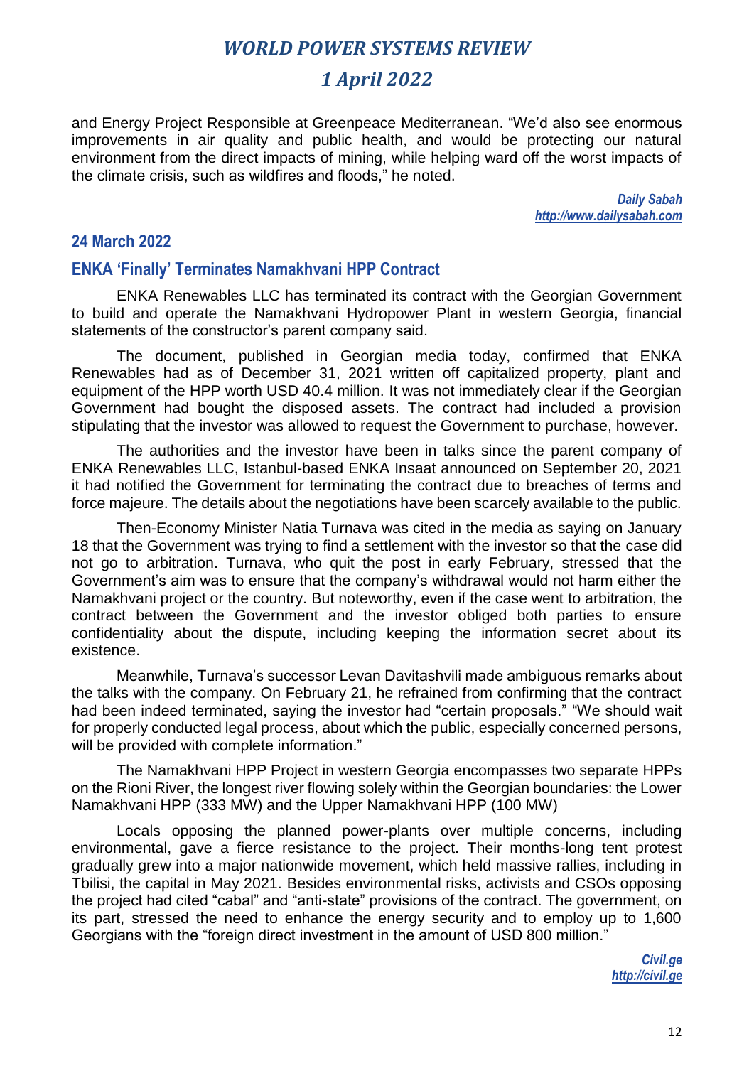and Energy Project Responsible at Greenpeace Mediterranean. “We’d also see enormous improvements in air quality and public health, and would be protecting our natural environment from the direct impacts of mining, while helping ward off the worst impacts of the climate crisis, such as wildfires and floods,” he noted.

*Daily Sabah*
*http://www.dailysabah.com*

## 24 March 2022

### ENKA ‘Finally’ Terminates Namakhvani HPP Contract

ENKA Renewables LLC has terminated its contract with the Georgian Government to build and operate the Namakhvani Hydropower Plant in western Georgia, financial statements of the constructor’s parent company said.

The document, published in Georgian media today, confirmed that ENKA Renewables had as of December 31, 2021 written off capitalized property, plant and equipment of the HPP worth USD 40.4 million. It was not immediately clear if the Georgian Government had bought the disposed assets. The contract had included a provision stipulating that the investor was allowed to request the Government to purchase, however.

The authorities and the investor have been in talks since the parent company of ENKA Renewables LLC, Istanbul-based ENKA Insaat announced on September 20, 2021 it had notified the Government for terminating the contract due to breaches of terms and force majeure. The details about the negotiations have been scarcely available to the public.

Then-Economy Minister Natia Turnava was cited in the media as saying on January 18 that the Government was trying to find a settlement with the investor so that the case did not go to arbitration. Turnava, who quit the post in early February, stressed that the Government’s aim was to ensure that the company’s withdrawal would not harm either the Namakhvani project or the country. But noteworthy, even if the case went to arbitration, the contract between the Government and the investor obliged both parties to ensure confidentiality about the dispute, including keeping the information secret about its existence.

Meanwhile, Turnava’s successor Levan Davitashvili made ambiguous remarks about the talks with the company. On February 21, he refrained from confirming that the contract had been indeed terminated, saying the investor had “certain proposals.” “We should wait for properly conducted legal process, about which the public, especially concerned persons, will be provided with complete information.”

The Namakhvani HPP Project in western Georgia encompasses two separate HPPs on the Rioni River, the longest river flowing solely within the Georgian boundaries: the Lower Namakhvani HPP (333 MW) and the Upper Namakhvani HPP (100 MW)

Locals opposing the planned power-plants over multiple concerns, including environmental, gave a fierce resistance to the project. Their months-long tent protest gradually grew into a major nationwide movement, which held massive rallies, including in Tbilisi, the capital in May 2021. Besides environmental risks, activists and CSOs opposing the project had cited “cabal” and “anti-state” provisions of the contract. The government, on its part, stressed the need to enhance the energy security and to employ up to 1,600 Georgians with the “foreign direct investment in the amount of USD 800 million.”

*Civil.ge*
*http://civil.ge*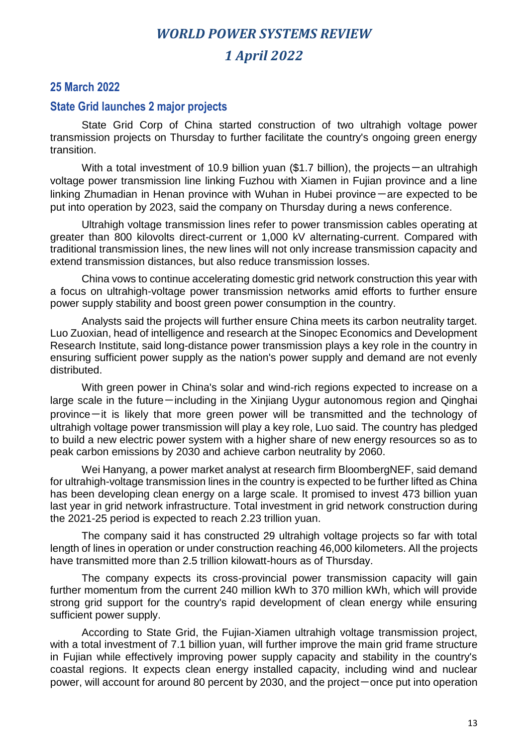## 25 March 2022

### State Grid launches 2 major projects

State Grid Corp of China started construction of two ultrahigh voltage power transmission projects on Thursday to further facilitate the country's ongoing green energy transition.

With a total investment of 10.9 billion yuan ($1.7 billion), the projects—an ultrahigh voltage power transmission line linking Fuzhou with Xiamen in Fujian province and a line linking Zhumadian in Henan province with Wuhan in Hubei province—are expected to be put into operation by 2023, said the company on Thursday during a news conference.

Ultrahigh voltage transmission lines refer to power transmission cables operating at greater than 800 kilovolts direct-current or 1,000 kV alternating-current. Compared with traditional transmission lines, the new lines will not only increase transmission capacity and extend transmission distances, but also reduce transmission losses.

China vows to continue accelerating domestic grid network construction this year with a focus on ultrahigh-voltage power transmission networks amid efforts to further ensure power supply stability and boost green power consumption in the country.

Analysts said the projects will further ensure China meets its carbon neutrality target. Luo Zuoxian, head of intelligence and research at the Sinopec Economics and Development Research Institute, said long-distance power transmission plays a key role in the country in ensuring sufficient power supply as the nation's power supply and demand are not evenly distributed.

With green power in China's solar and wind-rich regions expected to increase on a large scale in the future—including in the Xinjiang Uygur autonomous region and Qinghai province—it is likely that more green power will be transmitted and the technology of ultrahigh voltage power transmission will play a key role, Luo said. The country has pledged to build a new electric power system with a higher share of new energy resources so as to peak carbon emissions by 2030 and achieve carbon neutrality by 2060.

Wei Hanyang, a power market analyst at research firm BloombergNEF, said demand for ultrahigh-voltage transmission lines in the country is expected to be further lifted as China has been developing clean energy on a large scale. It promised to invest 473 billion yuan last year in grid network infrastructure. Total investment in grid network construction during the 2021-25 period is expected to reach 2.23 trillion yuan.

The company said it has constructed 29 ultrahigh voltage projects so far with total length of lines in operation or under construction reaching 46,000 kilometers. All the projects have transmitted more than 2.5 trillion kilowatt-hours as of Thursday.

The company expects its cross-provincial power transmission capacity will gain further momentum from the current 240 million kWh to 370 million kWh, which will provide strong grid support for the country's rapid development of clean energy while ensuring sufficient power supply.

According to State Grid, the Fujian-Xiamen ultrahigh voltage transmission project, with a total investment of 7.1 billion yuan, will further improve the main grid frame structure in Fujian while effectively improving power supply capacity and stability in the country's coastal regions. It expects clean energy installed capacity, including wind and nuclear power, will account for around 80 percent by 2030, and the project—once put into operation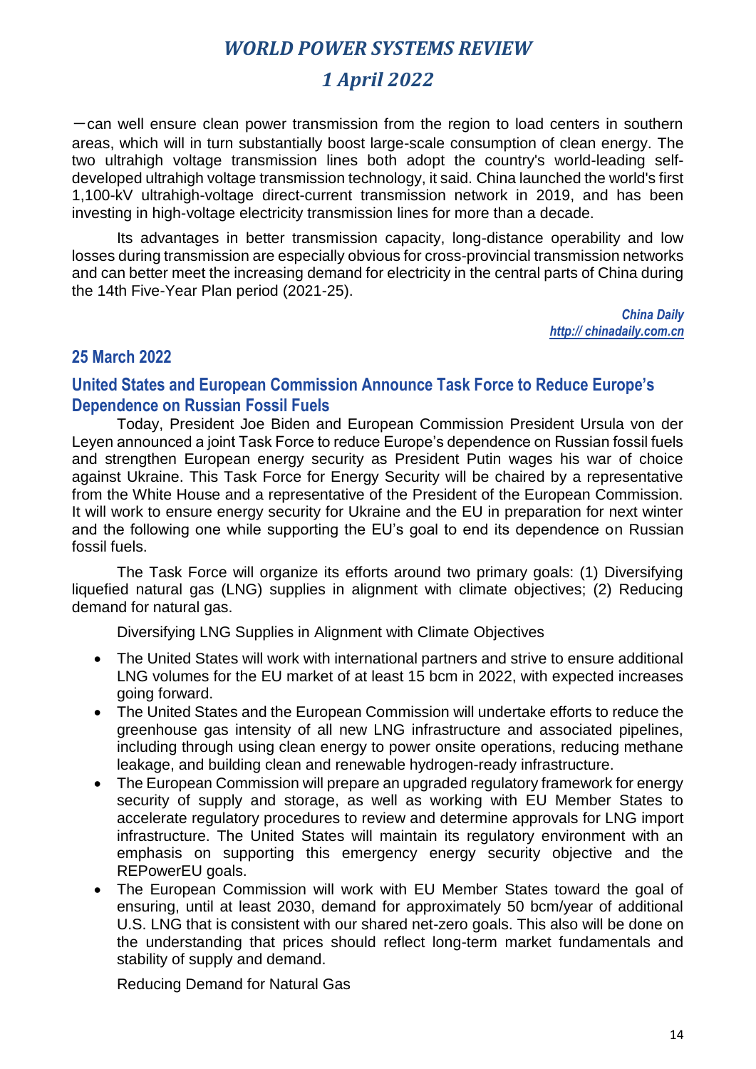—can well ensure clean power transmission from the region to load centers in southern areas, which will in turn substantially boost large-scale consumption of clean energy. The two ultrahigh voltage transmission lines both adopt the country's world-leading self-developed ultrahigh voltage transmission technology, it said. China launched the world's first 1,100-kV ultrahigh-voltage direct-current transmission network in 2019, and has been investing in high-voltage electricity transmission lines for more than a decade.

Its advantages in better transmission capacity, long-distance operability and low losses during transmission are especially obvious for cross-provincial transmission networks and can better meet the increasing demand for electricity in the central parts of China during the 14th Five-Year Plan period (2021-25).

***China Daily***
***http:// chinadaily.com.cn***

## 25 March 2022

### United States and European Commission Announce Task Force to Reduce Europe's Dependence on Russian Fossil Fuels

Today, President Joe Biden and European Commission President Ursula von der Leyen announced a joint Task Force to reduce Europe's dependence on Russian fossil fuels and strengthen European energy security as President Putin wages his war of choice against Ukraine. This Task Force for Energy Security will be chaired by a representative from the White House and a representative of the President of the European Commission. It will work to ensure energy security for Ukraine and the EU in preparation for next winter and the following one while supporting the EU's goal to end its dependence on Russian fossil fuels.

The Task Force will organize its efforts around two primary goals: (1) Diversifying liquefied natural gas (LNG) supplies in alignment with climate objectives; (2) Reducing demand for natural gas.

Diversifying LNG Supplies in Alignment with Climate Objectives

- The United States will work with international partners and strive to ensure additional LNG volumes for the EU market of at least 15 bcm in 2022, with expected increases going forward.
- The United States and the European Commission will undertake efforts to reduce the greenhouse gas intensity of all new LNG infrastructure and associated pipelines, including through using clean energy to power onsite operations, reducing methane leakage, and building clean and renewable hydrogen-ready infrastructure.
- The European Commission will prepare an upgraded regulatory framework for energy security of supply and storage, as well as working with EU Member States to accelerate regulatory procedures to review and determine approvals for LNG import infrastructure. The United States will maintain its regulatory environment with an emphasis on supporting this emergency energy security objective and the REPowerEU goals.
- The European Commission will work with EU Member States toward the goal of ensuring, until at least 2030, demand for approximately 50 bcm/year of additional U.S. LNG that is consistent with our shared net-zero goals. This also will be done on the understanding that prices should reflect long-term market fundamentals and stability of supply and demand.

Reducing Demand for Natural Gas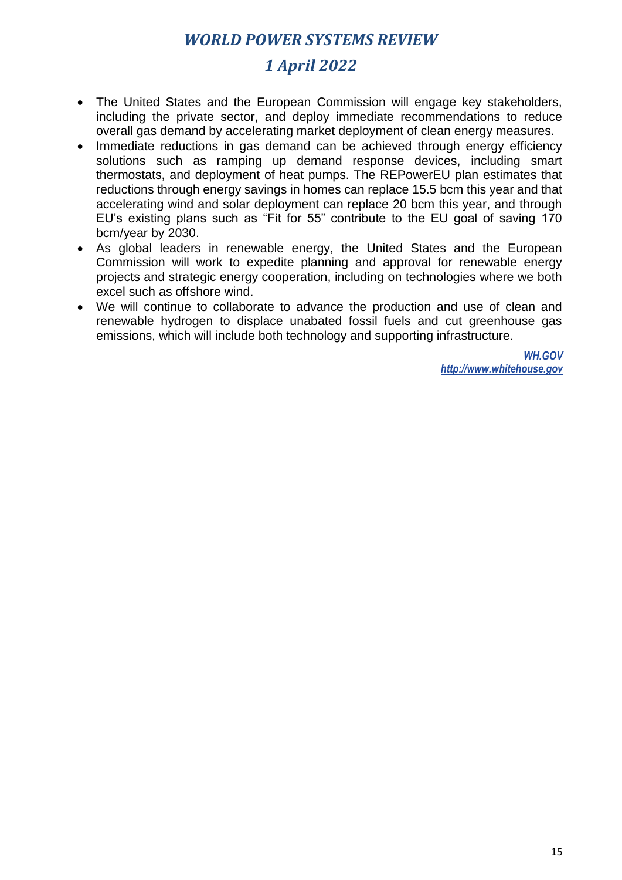- The United States and the European Commission will engage key stakeholders, including the private sector, and deploy immediate recommendations to reduce overall gas demand by accelerating market deployment of clean energy measures.
- Immediate reductions in gas demand can be achieved through energy efficiency solutions such as ramping up demand response devices, including smart thermostats, and deployment of heat pumps. The REPowerEU plan estimates that reductions through energy savings in homes can replace 15.5 bcm this year and that accelerating wind and solar deployment can replace 20 bcm this year, and through EU's existing plans such as "Fit for 55" contribute to the EU goal of saving 170 bcm/year by 2030.
- As global leaders in renewable energy, the United States and the European Commission will work to expedite planning and approval for renewable energy projects and strategic energy cooperation, including on technologies where we both excel such as offshore wind.
- We will continue to collaborate to advance the production and use of clean and renewable hydrogen to displace unabated fossil fuels and cut greenhouse gas emissions, which will include both technology and supporting infrastructure.

*WH.GOV*
*http://www.whitehouse.gov*